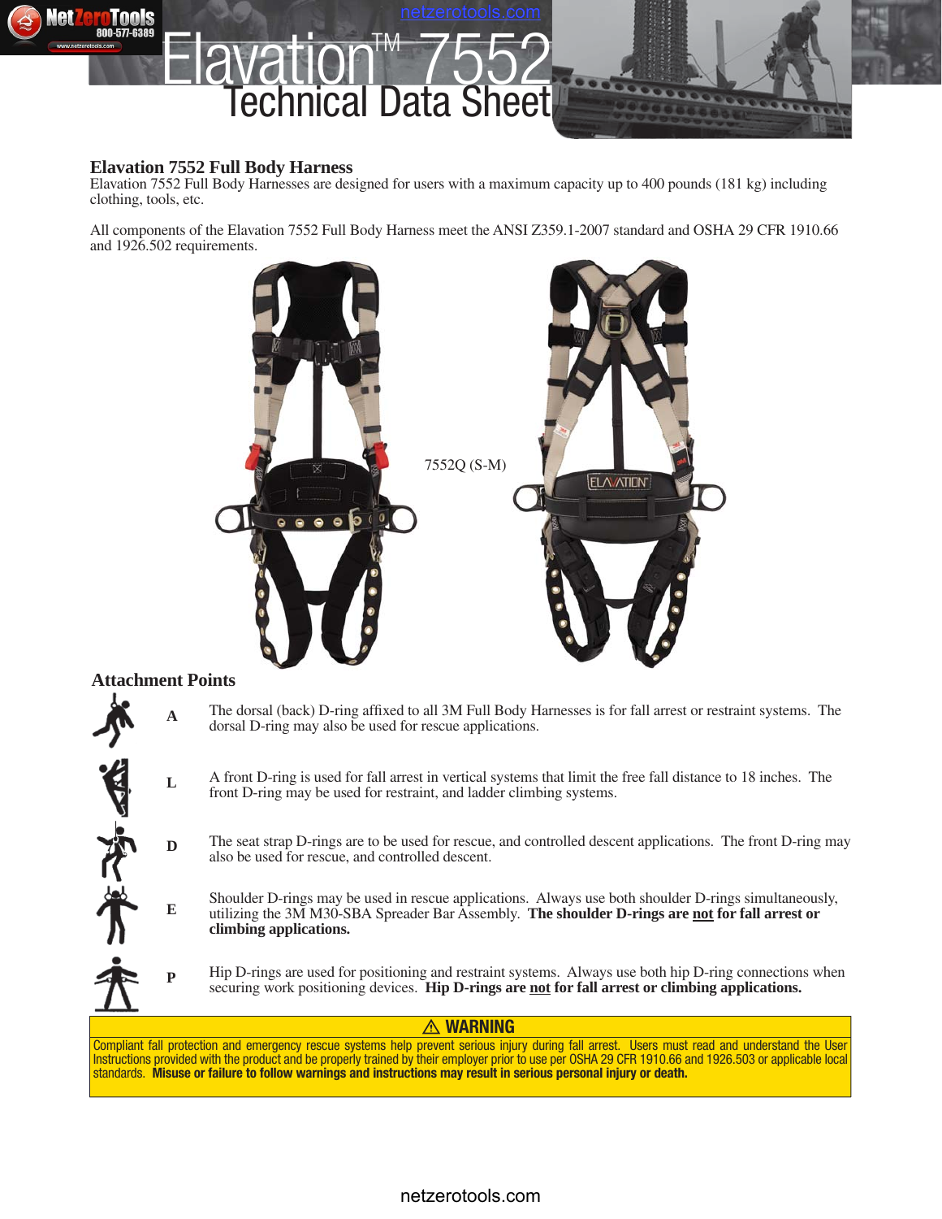# Elavation™ 7552 Technical Data Sheet

## Elavation 7552 Full Body Harness

Elavation 7552 Full Body Harnesses are designed for users with a maximum capacity up to 400 pounds (181 kg) including clothing, tools, etc.

All components of the Elavation 7552 Full Body Harness meet the ANSI Z359.1-2007 standard and OSHA 29 CFR 1910.66 and 1926.502 requirements.

7552Q (S-M)

## Attachment Points

**A** — The dorsal (back) D-ring affixed to all 3M Full Body Harnesses is for fall arrest or restraint systems. The dorsal D-ring may also be used for rescue applications.

**L** — A front D-ring is used for fall arrest in vertical systems that limit the free fall distance to 18 inches. The front D-ring may be used for restraint, and ladder climbing systems.

**D** — The seat strap D-rings are to be used for rescue, and controlled descent applications. The front D-ring may also be used for rescue, and controlled descent.

**E** — Shoulder D-rings may be used in rescue applications. Always use both shoulder D-rings simultaneously, utilizing the 3M M30-SBA Spreader Bar Assembly. **The shoulder D-rings are not for fall arrest or climbing applications.**

**P** — Hip D-rings are used for positioning and restraint systems. Always use both hip D-ring connections when securing work positioning devices. **Hip D-rings are not for fall arrest or climbing applications.**

### ⚠ WARNING

Compliant fall protection and emergency rescue systems help prevent serious injury during fall arrest. Users must read and understand the User Instructions provided with the product and be properly trained by their employer prior to use per OSHA 29 CFR 1910.66 and 1926.503 or applicable local standards. **Misuse or failure to follow warnings and instructions may result in serious personal injury or death.**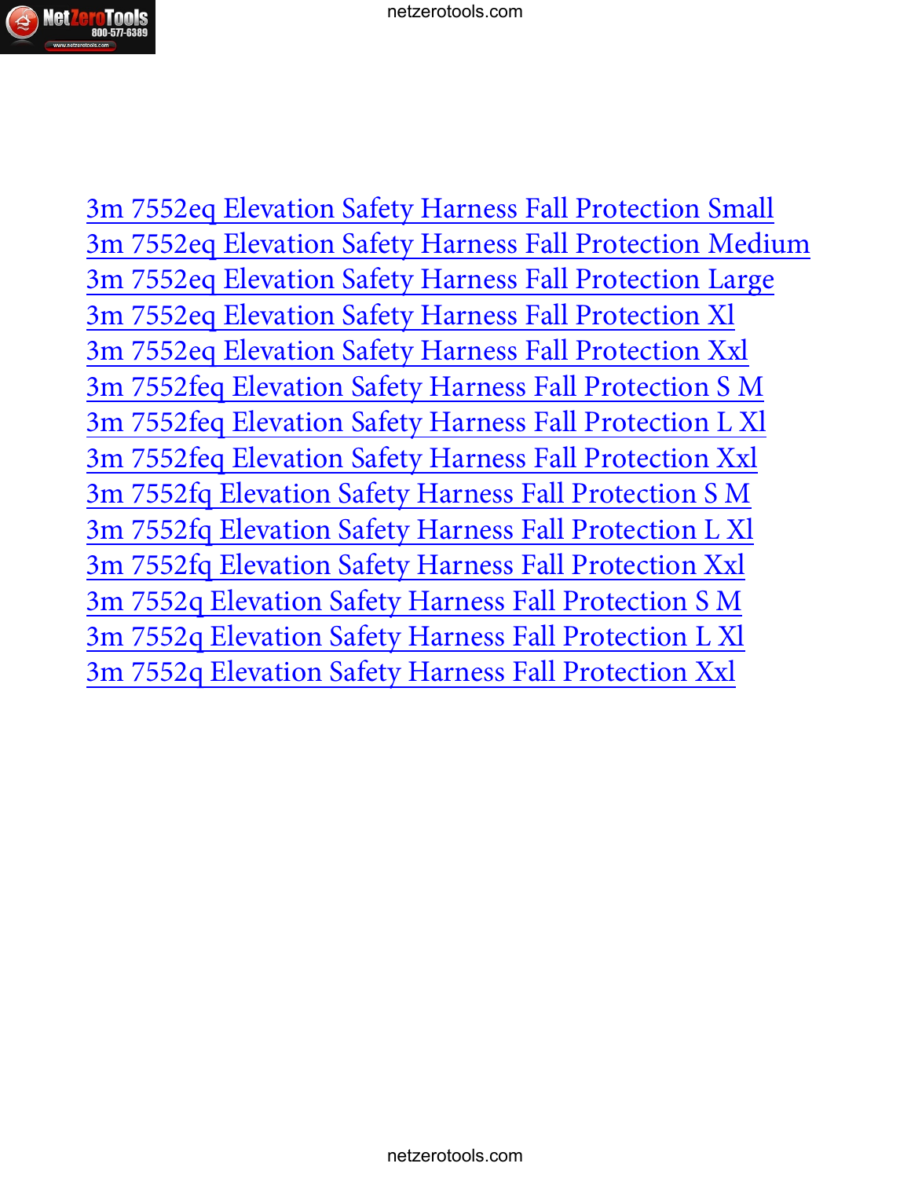3m 7552eq Elevation Safety Harness Fall Protection Small
3m 7552eq Elevation Safety Harness Fall Protection Medium
3m 7552eq Elevation Safety Harness Fall Protection Large
3m 7552eq Elevation Safety Harness Fall Protection Xl
3m 7552eq Elevation Safety Harness Fall Protection Xxl
3m 7552feq Elevation Safety Harness Fall Protection S M
3m 7552feq Elevation Safety Harness Fall Protection L Xl
3m 7552feq Elevation Safety Harness Fall Protection Xxl
3m 7552fq Elevation Safety Harness Fall Protection S M
3m 7552fq Elevation Safety Harness Fall Protection L Xl
3m 7552fq Elevation Safety Harness Fall Protection Xxl
3m 7552q Elevation Safety Harness Fall Protection S M
3m 7552q Elevation Safety Harness Fall Protection L Xl
3m 7552q Elevation Safety Harness Fall Protection Xxl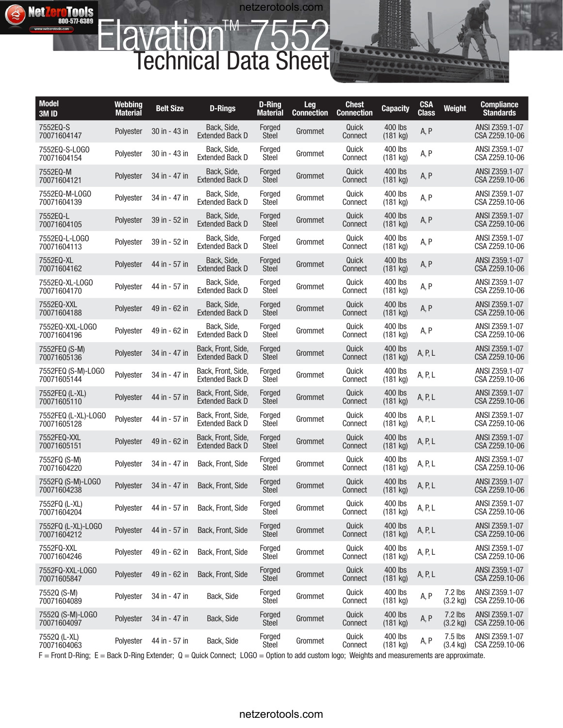# Elevation™ 7552

## Technical Data Sheet

| Model 3M ID | Webbing Material | Belt Size | D-Rings | D-Ring Material | Leg Connection | Chest Connection | Capacity | CSA Class | Weight | Compliance Standards |
|---|---|---|---|---|---|---|---|---|---|---|
| 7552EQ-S 70071604147 | Polyester | 30 in - 43 in | Back, Side, Extended Back D | Forged Steel | Grommet | Quick Connect | 400 lbs (181 kg) | A, P | | ANSI Z359.1-07 CSA Z259.10-06 |
| 7552EQ-S-LOGO 70071604154 | Polyester | 30 in - 43 in | Back, Side, Extended Back D | Forged Steel | Grommet | Quick Connect | 400 lbs (181 kg) | A, P | | ANSI Z359.1-07 CSA Z259.10-06 |
| 7552EQ-M 70071604121 | Polyester | 34 in - 47 in | Back, Side, Extended Back D | Forged Steel | Grommet | Quick Connect | 400 lbs (181 kg) | A, P | | ANSI Z359.1-07 CSA Z259.10-06 |
| 7552EQ-M-LOGO 70071604139 | Polyester | 34 in - 47 in | Back, Side, Extended Back D | Forged Steel | Grommet | Quick Connect | 400 lbs (181 kg) | A, P | | ANSI Z359.1-07 CSA Z259.10-06 |
| 7552EQ-L 70071604105 | Polyester | 39 in - 52 in | Back, Side, Extended Back D | Forged Steel | Grommet | Quick Connect | 400 lbs (181 kg) | A, P | | ANSI Z359.1-07 CSA Z259.10-06 |
| 7552EQ-L-LOGO 70071604113 | Polyester | 39 in - 52 in | Back, Side, Extended Back D | Forged Steel | Grommet | Quick Connect | 400 lbs (181 kg) | A, P | | ANSI Z359.1-07 CSA Z259.10-06 |
| 7552EQ-XL 70071604162 | Polyester | 44 in - 57 in | Back, Side, Extended Back D | Forged Steel | Grommet | Quick Connect | 400 lbs (181 kg) | A, P | | ANSI Z359.1-07 CSA Z259.10-06 |
| 7552EQ-XL-LOGO 70071604170 | Polyester | 44 in - 57 in | Back, Side, Extended Back D | Forged Steel | Grommet | Quick Connect | 400 lbs (181 kg) | A, P | | ANSI Z359.1-07 CSA Z259.10-06 |
| 7552EQ-XXL 70071604188 | Polyester | 49 in - 62 in | Back, Side, Extended Back D | Forged Steel | Grommet | Quick Connect | 400 lbs (181 kg) | A, P | | ANSI Z359.1-07 CSA Z259.10-06 |
| 7552EQ-XXL-LOGO 70071604196 | Polyester | 49 in - 62 in | Back, Side, Extended Back D | Forged Steel | Grommet | Quick Connect | 400 lbs (181 kg) | A, P | | ANSI Z359.1-07 CSA Z259.10-06 |
| 7552FEQ (S-M) 70071605136 | Polyester | 34 in - 47 in | Back, Front, Side, Extended Back D | Forged Steel | Grommet | Quick Connect | 400 lbs (181 kg) | A, P, L | | ANSI Z359.1-07 CSA Z259.10-06 |
| 7552FEQ (S-M)-LOGO 70071605144 | Polyester | 34 in - 47 in | Back, Front, Side, Extended Back D | Forged Steel | Grommet | Quick Connect | 400 lbs (181 kg) | A, P, L | | ANSI Z359.1-07 CSA Z259.10-06 |
| 7552FEQ (L-XL) 70071605110 | Polyester | 44 in - 57 in | Back, Front, Side, Extended Back D | Forged Steel | Grommet | Quick Connect | 400 lbs (181 kg) | A, P, L | | ANSI Z359.1-07 CSA Z259.10-06 |
| 7552FEQ (L-XL)-LOGO 70071605128 | Polyester | 44 in - 57 in | Back, Front, Side, Extended Back D | Forged Steel | Grommet | Quick Connect | 400 lbs (181 kg) | A, P, L | | ANSI Z359.1-07 CSA Z259.10-06 |
| 7552FEQ-XXL 70071605151 | Polyester | 49 in - 62 in | Back, Front, Side, Extended Back D | Forged Steel | Grommet | Quick Connect | 400 lbs (181 kg) | A, P, L | | ANSI Z359.1-07 CSA Z259.10-06 |
| 7552FQ (S-M) 70071604220 | Polyester | 34 in - 47 in | Back, Front, Side | Forged Steel | Grommet | Quick Connect | 400 lbs (181 kg) | A, P, L | | ANSI Z359.1-07 CSA Z259.10-06 |
| 7552FQ (S-M)-LOGO 70071604238 | Polyester | 34 in - 47 in | Back, Front, Side | Forged Steel | Grommet | Quick Connect | 400 lbs (181 kg) | A, P, L | | ANSI Z359.1-07 CSA Z259.10-06 |
| 7552FQ (L-XL) 70071604204 | Polyester | 44 in - 57 in | Back, Front, Side | Forged Steel | Grommet | Quick Connect | 400 lbs (181 kg) | A, P, L | | ANSI Z359.1-07 CSA Z259.10-06 |
| 7552FQ (L-XL)-LOGO 70071604212 | Polyester | 44 in - 57 in | Back, Front, Side | Forged Steel | Grommet | Quick Connect | 400 lbs (181 kg) | A, P, L | | ANSI Z359.1-07 CSA Z259.10-06 |
| 7552FQ-XXL 70071604246 | Polyester | 49 in - 62 in | Back, Front, Side | Forged Steel | Grommet | Quick Connect | 400 lbs (181 kg) | A, P, L | | ANSI Z359.1-07 CSA Z259.10-06 |
| 7552FQ-XXL-LOGO 70071605847 | Polyester | 49 in - 62 in | Back, Front, Side | Forged Steel | Grommet | Quick Connect | 400 lbs (181 kg) | A, P, L | | ANSI Z359.1-07 CSA Z259.10-06 |
| 7552Q (S-M) 70071604089 | Polyester | 34 in - 47 in | Back, Side | Forged Steel | Grommet | Quick Connect | 400 lbs (181 kg) | A, P | 7.2 lbs (3.2 kg) | ANSI Z359.1-07 CSA Z259.10-06 |
| 7552Q (S-M)-LOGO 70071604097 | Polyester | 34 in - 47 in | Back, Side | Forged Steel | Grommet | Quick Connect | 400 lbs (181 kg) | A, P | 7.2 lbs (3.2 kg) | ANSI Z359.1-07 CSA Z259.10-06 |
| 7552Q (L-XL) 70071604063 | Polyester | 44 in - 57 in | Back, Side | Forged Steel | Grommet | Quick Connect | 400 lbs (181 kg) | A, P | 7.5 lbs (3.4 kg) | ANSI Z359.1-07 CSA Z259.10-06 |

F = Front D-Ring; E = Back D-Ring Extender; Q = Quick Connect; LOGO = Option to add custom logo; Weights and measurements are approximate.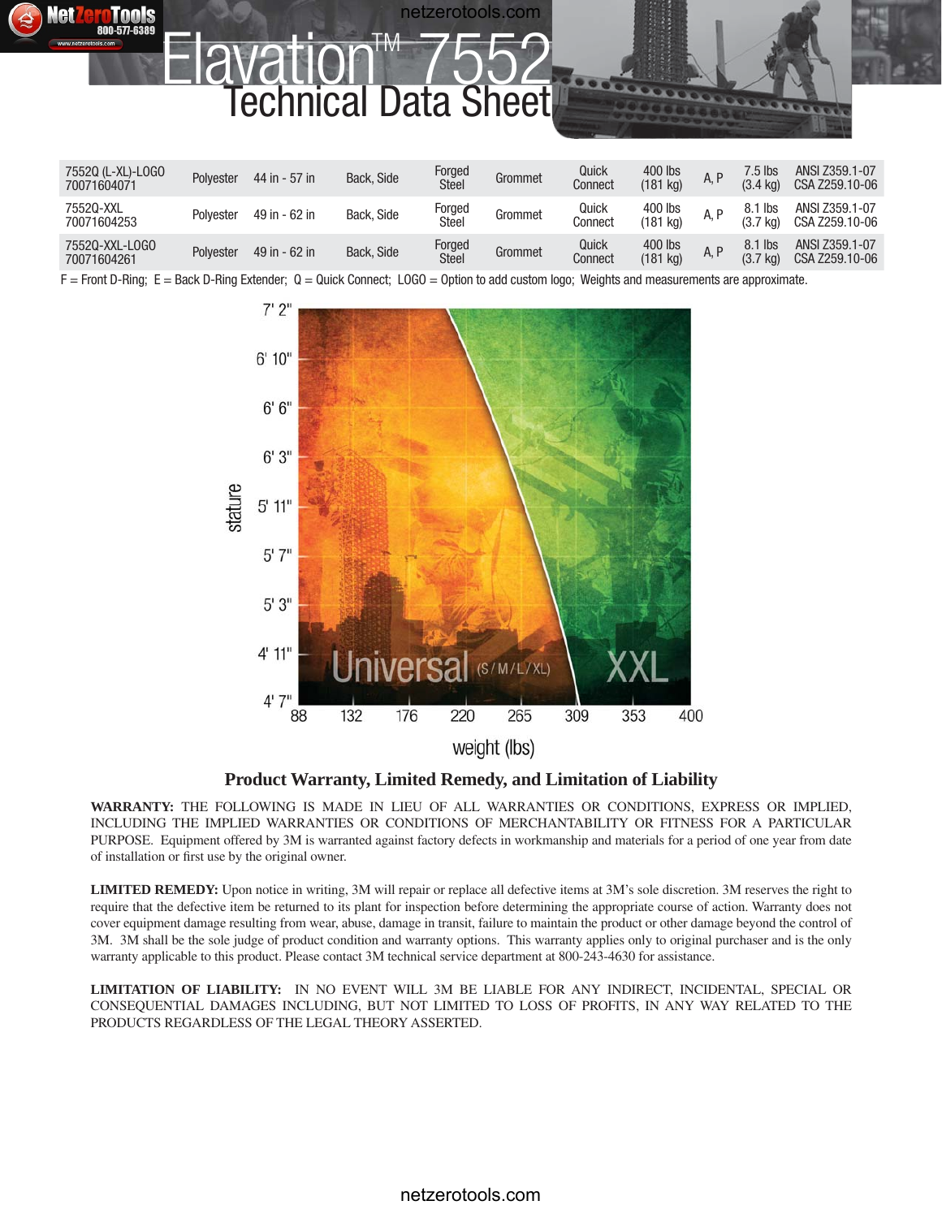# Elavation™ 7552 Technical Data Sheet

| | | | | | | | | | | |
|---|---|---|---|---|---|---|---|---|---|---|
| 7552Q (L-XL)-LOGO 70071604071 | Polyester | 44 in - 57 in | Back, Side | Forged Steel | Grommet | Quick Connect | 400 lbs (181 kg) | A, P | 7.5 lbs (3.4 kg) | ANSI Z359.1-07 CSA Z259.10-06 |
| 7552Q-XXL 70071604253 | Polyester | 49 in - 62 in | Back, Side | Forged Steel | Grommet | Quick Connect | 400 lbs (181 kg) | A, P | 8.1 lbs (3.7 kg) | ANSI Z359.1-07 CSA Z259.10-06 |
| 7552Q-XXL-LOGO 70071604261 | Polyester | 49 in - 62 in | Back, Side | Forged Steel | Grommet | Quick Connect | 400 lbs (181 kg) | A, P | 8.1 lbs (3.7 kg) | ANSI Z359.1-07 CSA Z259.10-06 |

F = Front D-Ring; E = Back D-Ring Extender; Q = Quick Connect; LOGO = Option to add custom logo; Weights and measurements are approximate.

stature

7' 2"
6' 10"
6' 6"
6' 3"
5' 11"
5' 7"
5' 3"
4' 11"
4' 7"

Universal (S/M/L/XL)

XXL

88 132 176 220 265 309 353 400

weight (lbs)

## Product Warranty, Limited Remedy, and Limitation of Liability

**WARRANTY:** THE FOLLOWING IS MADE IN LIEU OF ALL WARRANTIES OR CONDITIONS, EXPRESS OR IMPLIED, INCLUDING THE IMPLIED WARRANTIES OR CONDITIONS OF MERCHANTABILITY OR FITNESS FOR A PARTICULAR PURPOSE. Equipment offered by 3M is warranted against factory defects in workmanship and materials for a period of one year from date of installation or first use by the original owner.

**LIMITED REMEDY:** Upon notice in writing, 3M will repair or replace all defective items at 3M's sole discretion. 3M reserves the right to require that the defective item be returned to its plant for inspection before determining the appropriate course of action. Warranty does not cover equipment damage resulting from wear, abuse, damage in transit, failure to maintain the product or other damage beyond the control of 3M. 3M shall be the sole judge of product condition and warranty options. This warranty applies only to original purchaser and is the only warranty applicable to this product. Please contact 3M technical service department at 800-243-4630 for assistance.

**LIMITATION OF LIABILITY:** IN NO EVENT WILL 3M BE LIABLE FOR ANY INDIRECT, INCIDENTAL, SPECIAL OR CONSEQUENTIAL DAMAGES INCLUDING, BUT NOT LIMITED TO LOSS OF PROFITS, IN ANY WAY RELATED TO THE PRODUCTS REGARDLESS OF THE LEGAL THEORY ASSERTED.